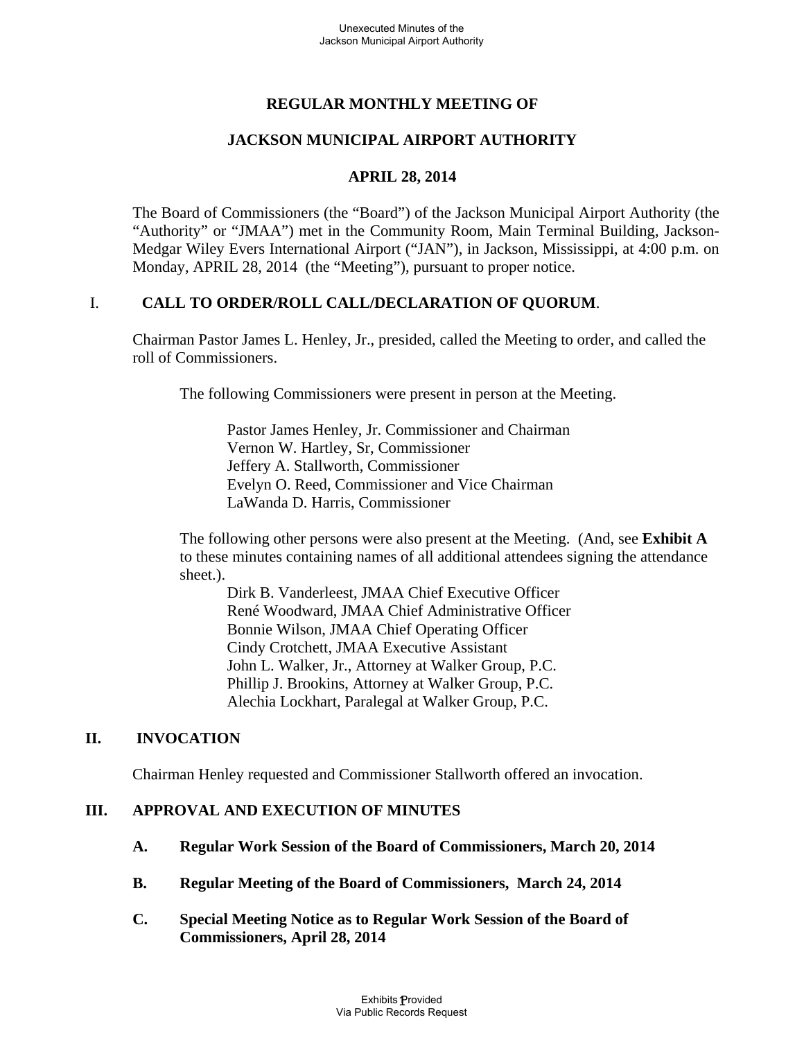# REGULAR MONTHLY MEETING OF

# JACKSON MUNICIPAL AIRPORT AUTHORITY

# APRIL 28, 2014

The Board of Commissioners (the "Board") of the Jackson Municipal Airport Authority (the "Authority" or "JMAA") met in the Community Room, Main Terminal Building, Jackson-Medgar Wiley Evers International Airport ("JAN"), in Jackson, Mississippi, at 4:00 p.m. on Monday, APRIL 28, 2014 (the "Meeting"), pursuant to proper notice.

## I. CALL TO ORDER/ROLL CALL/DECLARATION OF QUORUM.

Chairman Pastor James L. Henley, Jr., presided, called the Meeting to order, and called the roll of Commissioners.

The following Commissioners were present in person at the Meeting.

Pastor James Henley, Jr. Commissioner and Chairman
Vernon W. Hartley, Sr, Commissioner
Jeffery A. Stallworth, Commissioner
Evelyn O. Reed, Commissioner and Vice Chairman
LaWanda D. Harris, Commissioner

The following other persons were also present at the Meeting. (And, see **Exhibit A** to these minutes containing names of all additional attendees signing the attendance sheet.).

Dirk B. Vanderleest, JMAA Chief Executive Officer
René Woodward, JMAA Chief Administrative Officer
Bonnie Wilson, JMAA Chief Operating Officer
Cindy Crotchett, JMAA Executive Assistant
John L. Walker, Jr., Attorney at Walker Group, P.C.
Phillip J. Brookins, Attorney at Walker Group, P.C.
Alechia Lockhart, Paralegal at Walker Group, P.C.

## II. INVOCATION

Chairman Henley requested and Commissioner Stallworth offered an invocation.

## III. APPROVAL AND EXECUTION OF MINUTES

**A. Regular Work Session of the Board of Commissioners, March 20, 2014**

**B. Regular Meeting of the Board of Commissioners, March 24, 2014**

**C. Special Meeting Notice as to Regular Work Session of the Board of Commissioners, April 28, 2014**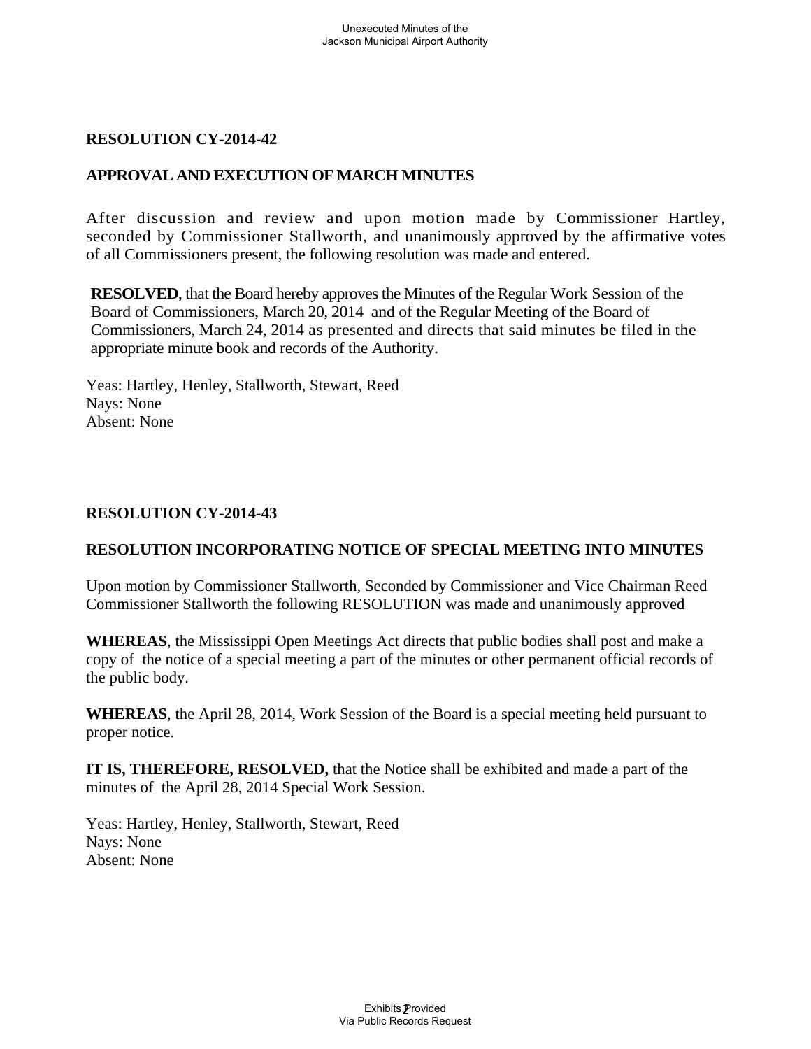**RESOLUTION CY-2014-42**

**APPROVAL AND EXECUTION OF MARCH MINUTES**

After discussion and review and upon motion made by Commissioner Hartley, seconded by Commissioner Stallworth, and unanimously approved by the affirmative votes of all Commissioners present, the following resolution was made and entered.

**RESOLVED**, that the Board hereby approves the Minutes of the Regular Work Session of the Board of Commissioners, March 20, 2014 and of the Regular Meeting of the Board of Commissioners, March 24, 2014 as presented and directs that said minutes be filed in the appropriate minute book and records of the Authority.

Yeas: Hartley, Henley, Stallworth, Stewart, Reed
Nays: None
Absent: None

**RESOLUTION CY-2014-43**

**RESOLUTION INCORPORATING NOTICE OF SPECIAL MEETING INTO MINUTES**

Upon motion by Commissioner Stallworth, Seconded by Commissioner and Vice Chairman Reed Commissioner Stallworth the following RESOLUTION was made and unanimously approved

**WHEREAS**, the Mississippi Open Meetings Act directs that public bodies shall post and make a copy of the notice of a special meeting a part of the minutes or other permanent official records of the public body.

**WHEREAS**, the April 28, 2014, Work Session of the Board is a special meeting held pursuant to proper notice.

**IT IS, THEREFORE, RESOLVED,** that the Notice shall be exhibited and made a part of the minutes of the April 28, 2014 Special Work Session.

Yeas: Hartley, Henley, Stallworth, Stewart, Reed
Nays: None
Absent: None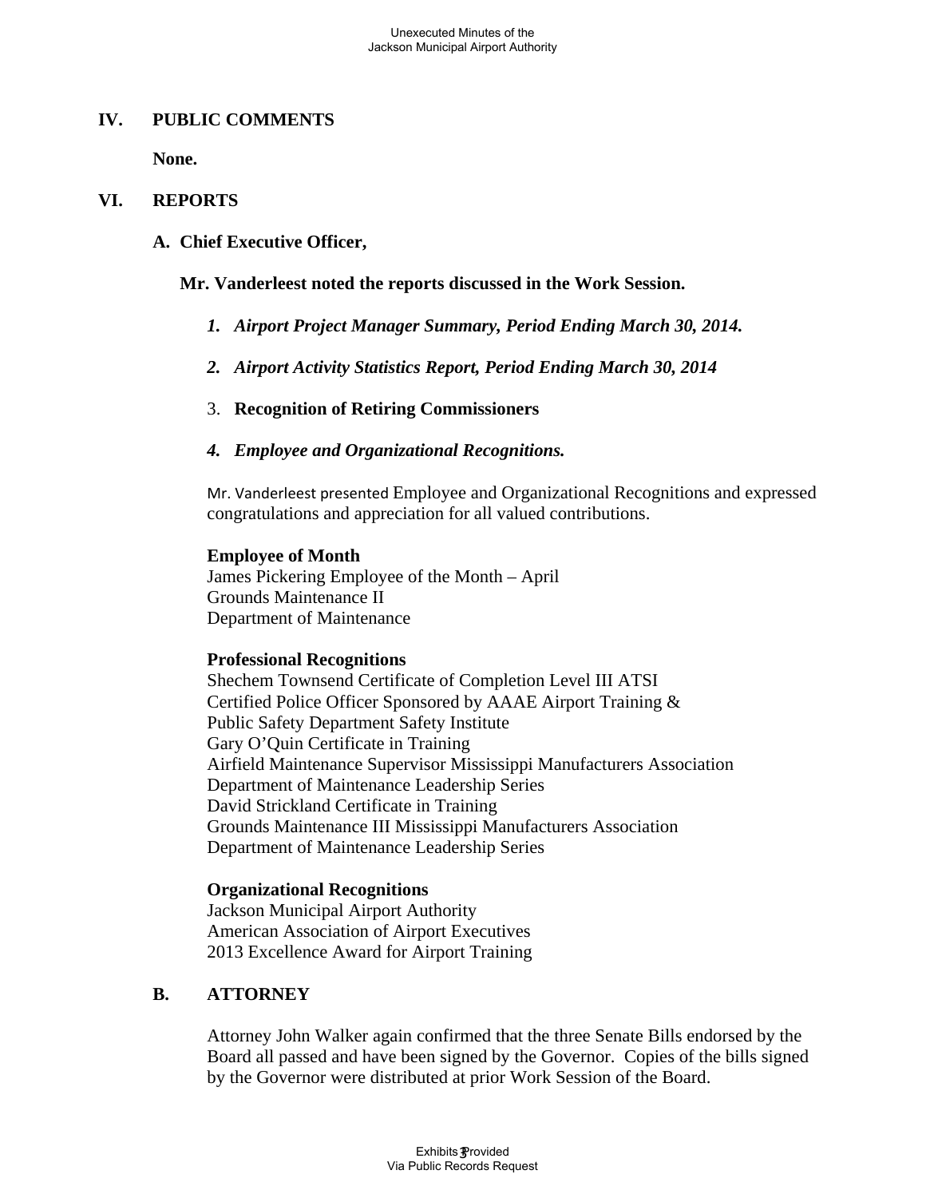## IV. PUBLIC COMMENTS

**None.**

## VI. REPORTS

### A. Chief Executive Officer,

**Mr. Vanderleest noted the reports discussed in the Work Session.**

1. ***Airport Project Manager Summary, Period Ending March 30, 2014.***

2. ***Airport Activity Statistics Report, Period Ending March 30, 2014***

3. **Recognition of Retiring Commissioners**

4. ***Employee and Organizational Recognitions.***

Mr. Vanderleest presented Employee and Organizational Recognitions and expressed congratulations and appreciation for all valued contributions.

**Employee of Month**
James Pickering Employee of the Month – April
Grounds Maintenance II
Department of Maintenance

**Professional Recognitions**
Shechem Townsend Certificate of Completion Level III ATSI
Certified Police Officer Sponsored by AAAE Airport Training &
Public Safety Department Safety Institute
Gary O'Quin Certificate in Training
Airfield Maintenance Supervisor Mississippi Manufacturers Association
Department of Maintenance Leadership Series
David Strickland Certificate in Training
Grounds Maintenance III Mississippi Manufacturers Association
Department of Maintenance Leadership Series

**Organizational Recognitions**
Jackson Municipal Airport Authority
American Association of Airport Executives
2013 Excellence Award for Airport Training

### B. ATTORNEY

Attorney John Walker again confirmed that the three Senate Bills endorsed by the Board all passed and have been signed by the Governor. Copies of the bills signed by the Governor were distributed at prior Work Session of the Board.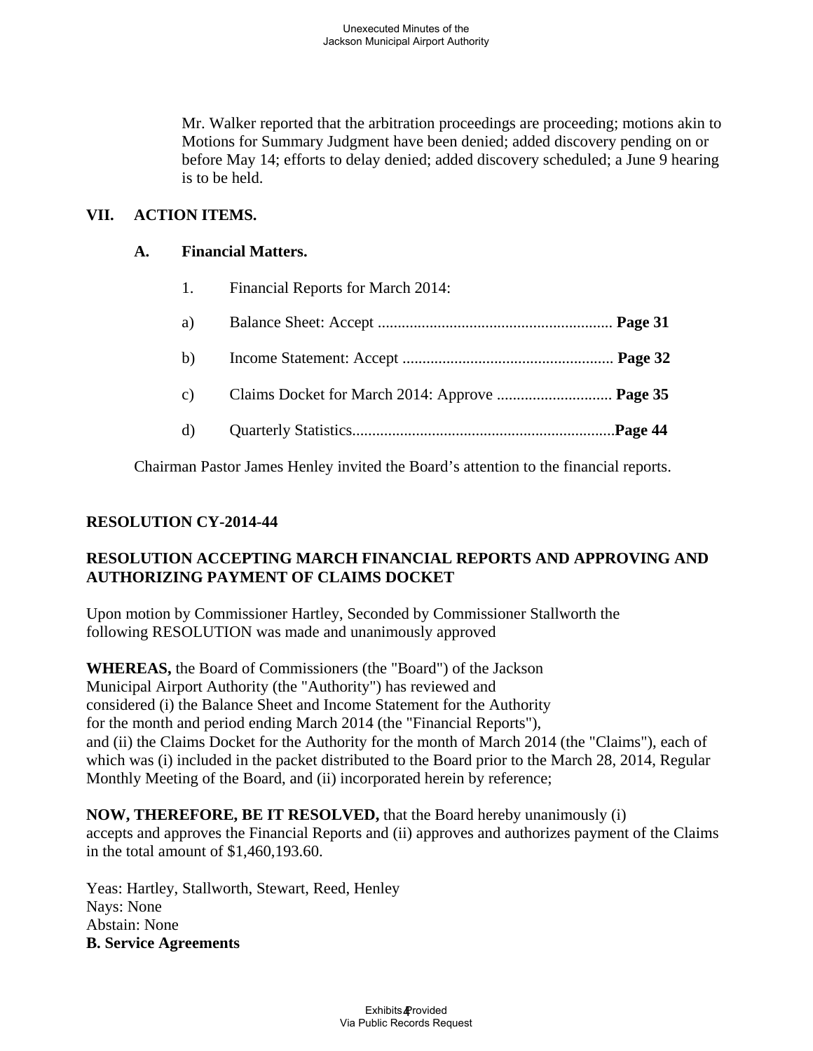Mr. Walker reported that the arbitration proceedings are proceeding; motions akin to Motions for Summary Judgment have been denied; added discovery pending on or before May 14; efforts to delay denied; added discovery scheduled; a June 9 hearing is to be held.

## VII. ACTION ITEMS.

### A. Financial Matters.

1. Financial Reports for March 2014:

a) Balance Sheet: Accept ........................................................... **Page 31**

b) Income Statement: Accept ..................................................... **Page 32**

c) Claims Docket for March 2014: Approve ............................. **Page 35**

d) Quarterly Statistics.................................................................**Page 44**

Chairman Pastor James Henley invited the Board's attention to the financial reports.

**RESOLUTION CY-2014-44**

**RESOLUTION ACCEPTING MARCH FINANCIAL REPORTS AND APPROVING AND AUTHORIZING PAYMENT OF CLAIMS DOCKET**

Upon motion by Commissioner Hartley, Seconded by Commissioner Stallworth the following RESOLUTION was made and unanimously approved

**WHEREAS,** the Board of Commissioners (the "Board") of the Jackson Municipal Airport Authority (the "Authority") has reviewed and considered (i) the Balance Sheet and Income Statement for the Authority for the month and period ending March 2014 (the "Financial Reports"), and (ii) the Claims Docket for the Authority for the month of March 2014 (the "Claims"), each of which was (i) included in the packet distributed to the Board prior to the March 28, 2014, Regular Monthly Meeting of the Board, and (ii) incorporated herein by reference;

**NOW, THEREFORE, BE IT RESOLVED,** that the Board hereby unanimously (i) accepts and approves the Financial Reports and (ii) approves and authorizes payment of the Claims in the total amount of $1,460,193.60.

Yeas: Hartley, Stallworth, Stewart, Reed, Henley
Nays: None
Abstain: None

**B. Service Agreements**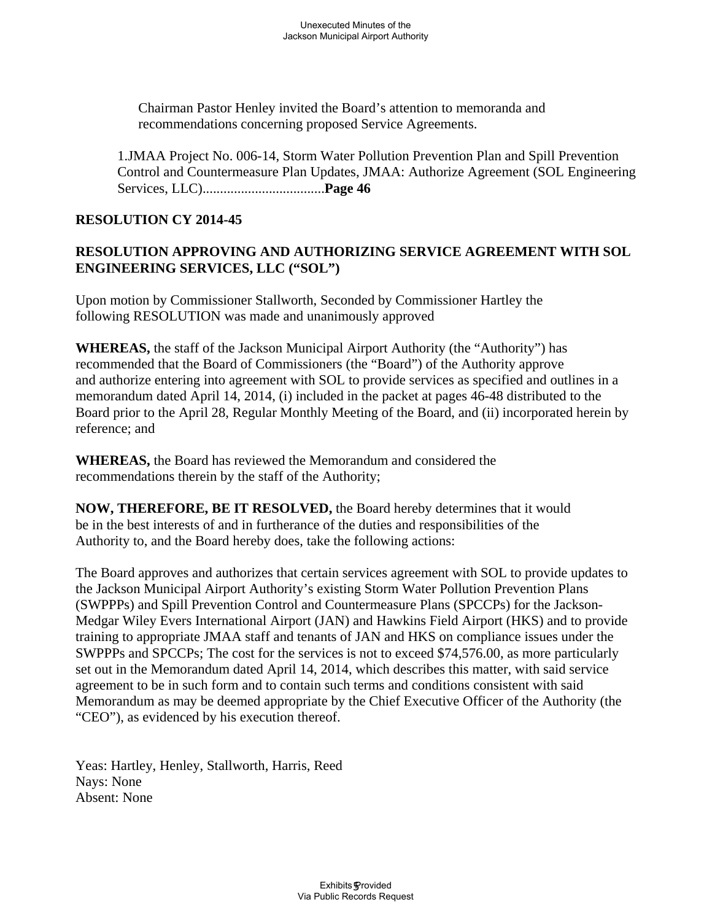Chairman Pastor Henley invited the Board's attention to memoranda and recommendations concerning proposed Service Agreements.

1.JMAA Project No. 006-14, Storm Water Pollution Prevention Plan and Spill Prevention Control and Countermeasure Plan Updates, JMAA: Authorize Agreement (SOL Engineering Services, LLC)...................................**Page 46**

**RESOLUTION CY 2014-45**

**RESOLUTION APPROVING AND AUTHORIZING SERVICE AGREEMENT WITH SOL ENGINEERING SERVICES, LLC ("SOL")**

Upon motion by Commissioner Stallworth, Seconded by Commissioner Hartley the following RESOLUTION was made and unanimously approved

**WHEREAS,** the staff of the Jackson Municipal Airport Authority (the "Authority") has recommended that the Board of Commissioners (the "Board") of the Authority approve and authorize entering into agreement with SOL to provide services as specified and outlines in a memorandum dated April 14, 2014, (i) included in the packet at pages 46-48 distributed to the Board prior to the April 28, Regular Monthly Meeting of the Board, and (ii) incorporated herein by reference; and

**WHEREAS,** the Board has reviewed the Memorandum and considered the recommendations therein by the staff of the Authority;

**NOW, THEREFORE, BE IT RESOLVED,** the Board hereby determines that it would be in the best interests of and in furtherance of the duties and responsibilities of the Authority to, and the Board hereby does, take the following actions:

The Board approves and authorizes that certain services agreement with SOL to provide updates to the Jackson Municipal Airport Authority's existing Storm Water Pollution Prevention Plans (SWPPPs) and Spill Prevention Control and Countermeasure Plans (SPCCPs) for the Jackson-Medgar Wiley Evers International Airport (JAN) and Hawkins Field Airport (HKS) and to provide training to appropriate JMAA staff and tenants of JAN and HKS on compliance issues under the SWPPPs and SPCCPs; The cost for the services is not to exceed $74,576.00, as more particularly set out in the Memorandum dated April 14, 2014, which describes this matter, with said service agreement to be in such form and to contain such terms and conditions consistent with said Memorandum as may be deemed appropriate by the Chief Executive Officer of the Authority (the "CEO"), as evidenced by his execution thereof.

Yeas: Hartley, Henley, Stallworth, Harris, Reed
Nays: None
Absent: None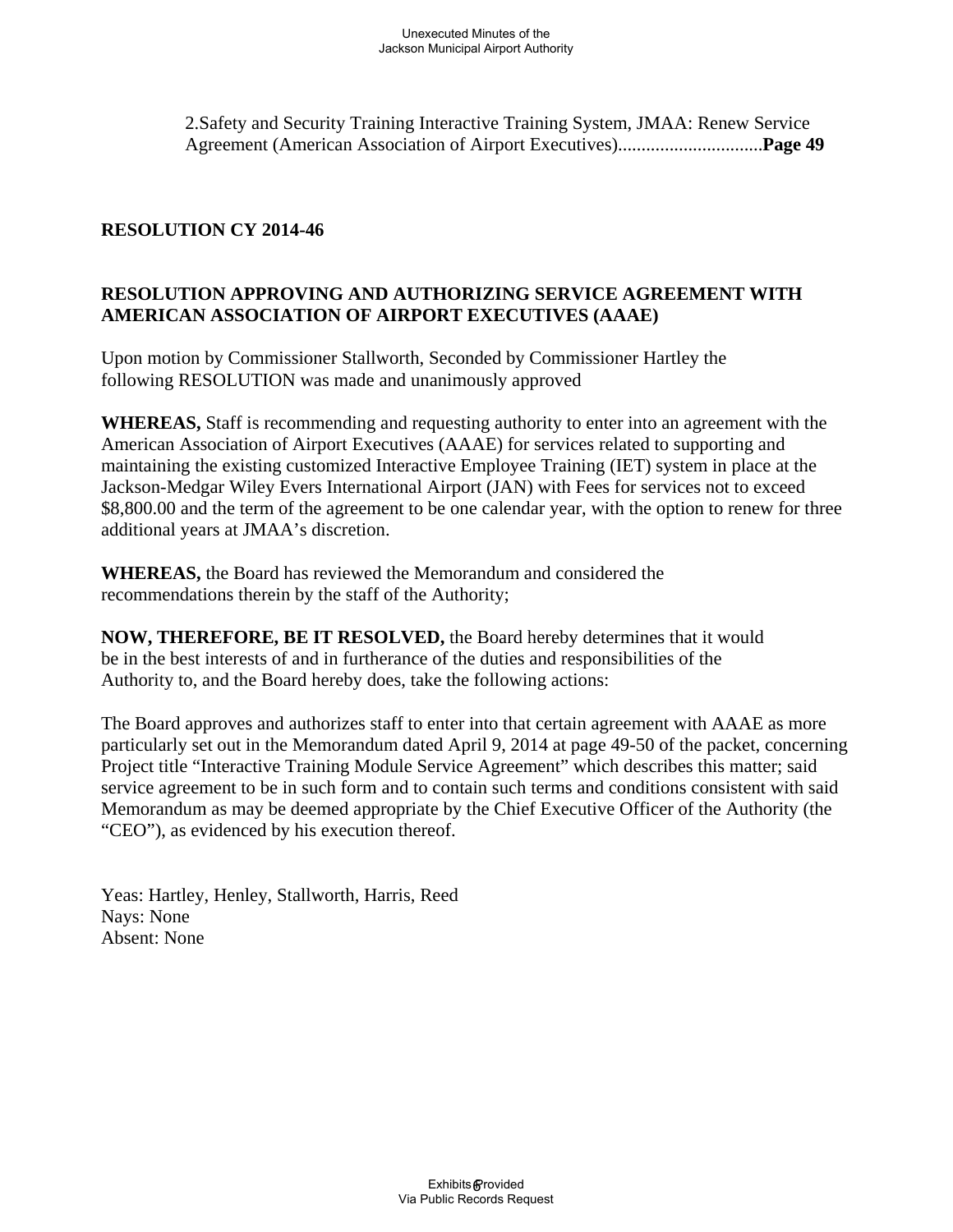2.Safety and Security Training Interactive Training System, JMAA: Renew Service Agreement (American Association of Airport Executives)...............................**Page 49**

**RESOLUTION CY 2014-46**

**RESOLUTION APPROVING AND AUTHORIZING SERVICE AGREEMENT WITH AMERICAN ASSOCIATION OF AIRPORT EXECUTIVES (AAAE)**

Upon motion by Commissioner Stallworth, Seconded by Commissioner Hartley the following RESOLUTION was made and unanimously approved

**WHEREAS,** Staff is recommending and requesting authority to enter into an agreement with the American Association of Airport Executives (AAAE) for services related to supporting and maintaining the existing customized Interactive Employee Training (IET) system in place at the Jackson-Medgar Wiley Evers International Airport (JAN) with Fees for services not to exceed $8,800.00 and the term of the agreement to be one calendar year, with the option to renew for three additional years at JMAA's discretion.

**WHEREAS,** the Board has reviewed the Memorandum and considered the recommendations therein by the staff of the Authority;

**NOW, THEREFORE, BE IT RESOLVED,** the Board hereby determines that it would be in the best interests of and in furtherance of the duties and responsibilities of the Authority to, and the Board hereby does, take the following actions:

The Board approves and authorizes staff to enter into that certain agreement with AAAE as more particularly set out in the Memorandum dated April 9, 2014 at page 49-50 of the packet, concerning Project title "Interactive Training Module Service Agreement" which describes this matter; said service agreement to be in such form and to contain such terms and conditions consistent with said Memorandum as may be deemed appropriate by the Chief Executive Officer of the Authority (the "CEO"), as evidenced by his execution thereof.

Yeas: Hartley, Henley, Stallworth, Harris, Reed
Nays: None
Absent: None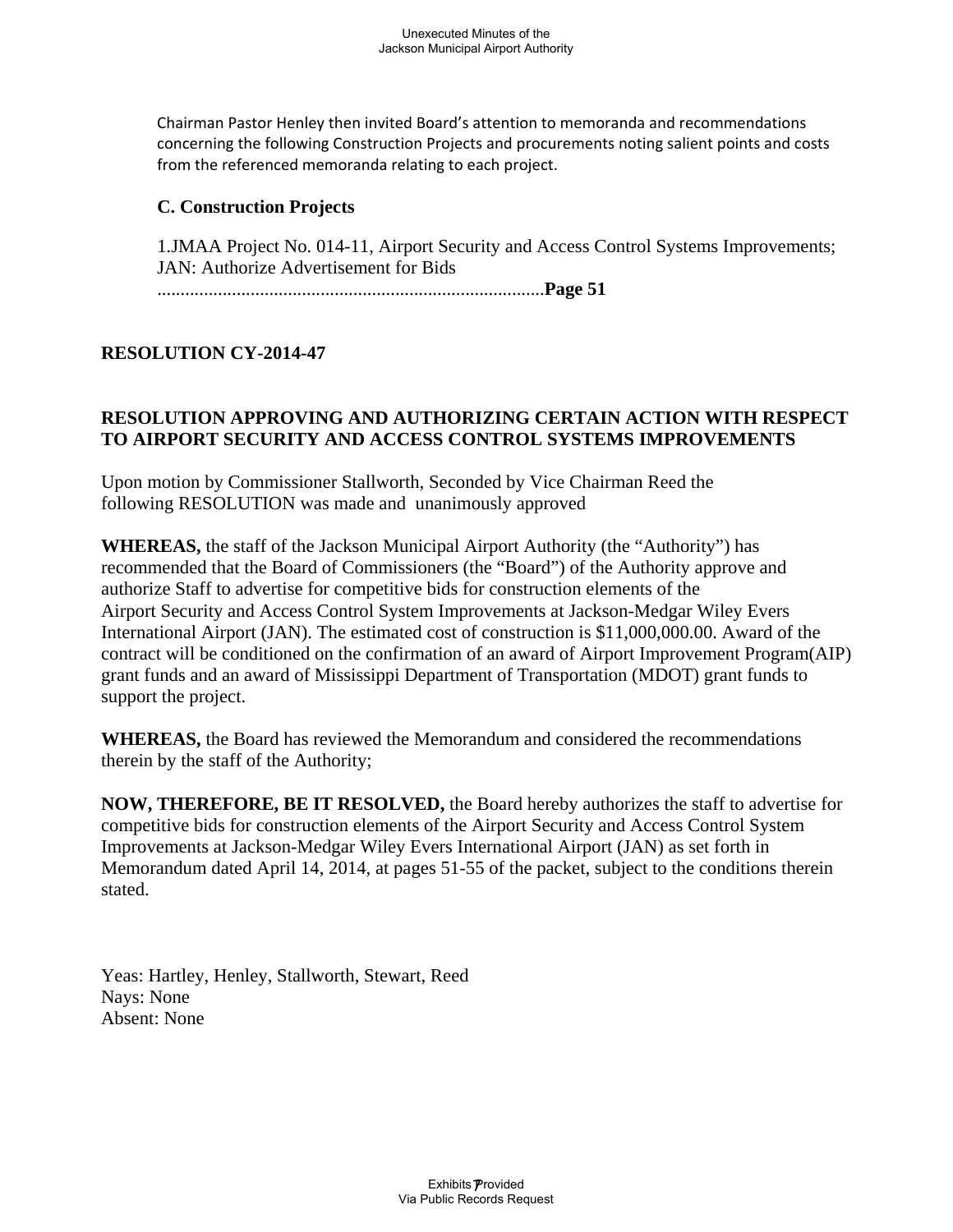Chairman Pastor Henley then invited Board's attention to memoranda and recommendations concerning the following Construction Projects and procurements noting salient points and costs from the referenced memoranda relating to each project.

### C. Construction Projects

1.JMAA Project No. 014-11, Airport Security and Access Control Systems Improvements; JAN: Authorize Advertisement for Bids ..................................................................................**Page 51**

**RESOLUTION CY-2014-47**

**RESOLUTION APPROVING AND AUTHORIZING CERTAIN ACTION WITH RESPECT TO AIRPORT SECURITY AND ACCESS CONTROL SYSTEMS IMPROVEMENTS**

Upon motion by Commissioner Stallworth, Seconded by Vice Chairman Reed the following RESOLUTION was made and unanimously approved

**WHEREAS,** the staff of the Jackson Municipal Airport Authority (the "Authority") has recommended that the Board of Commissioners (the "Board") of the Authority approve and authorize Staff to advertise for competitive bids for construction elements of the Airport Security and Access Control System Improvements at Jackson-Medgar Wiley Evers International Airport (JAN). The estimated cost of construction is $11,000,000.00. Award of the contract will be conditioned on the confirmation of an award of Airport Improvement Program(AIP) grant funds and an award of Mississippi Department of Transportation (MDOT) grant funds to support the project.

**WHEREAS,** the Board has reviewed the Memorandum and considered the recommendations therein by the staff of the Authority;

**NOW, THEREFORE, BE IT RESOLVED,** the Board hereby authorizes the staff to advertise for competitive bids for construction elements of the Airport Security and Access Control System Improvements at Jackson-Medgar Wiley Evers International Airport (JAN) as set forth in Memorandum dated April 14, 2014, at pages 51-55 of the packet, subject to the conditions therein stated.

Yeas: Hartley, Henley, Stallworth, Stewart, Reed
Nays: None
Absent: None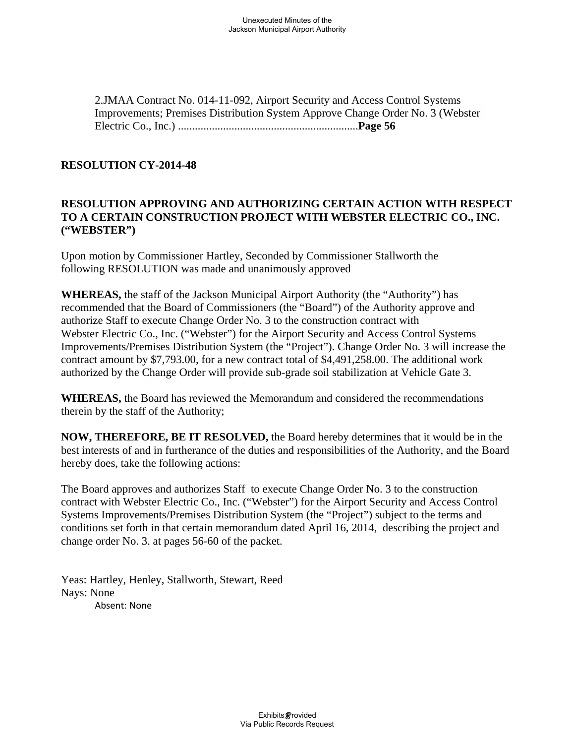2.JMAA Contract No. 014-11-092, Airport Security and Access Control Systems Improvements; Premises Distribution System Approve Change Order No. 3 (Webster Electric Co., Inc.) ................................................................**Page 56**

**RESOLUTION CY-2014-48**

**RESOLUTION APPROVING AND AUTHORIZING CERTAIN ACTION WITH RESPECT TO A CERTAIN CONSTRUCTION PROJECT WITH WEBSTER ELECTRIC CO., INC. ("WEBSTER")**

Upon motion by Commissioner Hartley, Seconded by Commissioner Stallworth the following RESOLUTION was made and unanimously approved

**WHEREAS,** the staff of the Jackson Municipal Airport Authority (the "Authority") has recommended that the Board of Commissioners (the "Board") of the Authority approve and authorize Staff to execute Change Order No. 3 to the construction contract with Webster Electric Co., Inc. ("Webster") for the Airport Security and Access Control Systems Improvements/Premises Distribution System (the "Project"). Change Order No. 3 will increase the contract amount by $7,793.00, for a new contract total of $4,491,258.00. The additional work authorized by the Change Order will provide sub-grade soil stabilization at Vehicle Gate 3.

**WHEREAS,** the Board has reviewed the Memorandum and considered the recommendations therein by the staff of the Authority;

**NOW, THEREFORE, BE IT RESOLVED,** the Board hereby determines that it would be in the best interests of and in furtherance of the duties and responsibilities of the Authority, and the Board hereby does, take the following actions:

The Board approves and authorizes Staff to execute Change Order No. 3 to the construction contract with Webster Electric Co., Inc. ("Webster") for the Airport Security and Access Control Systems Improvements/Premises Distribution System (the "Project") subject to the terms and conditions set forth in that certain memorandum dated April 16, 2014, describing the project and change order No. 3. at pages 56-60 of the packet.

Yeas: Hartley, Henley, Stallworth, Stewart, Reed
Nays: None
Absent: None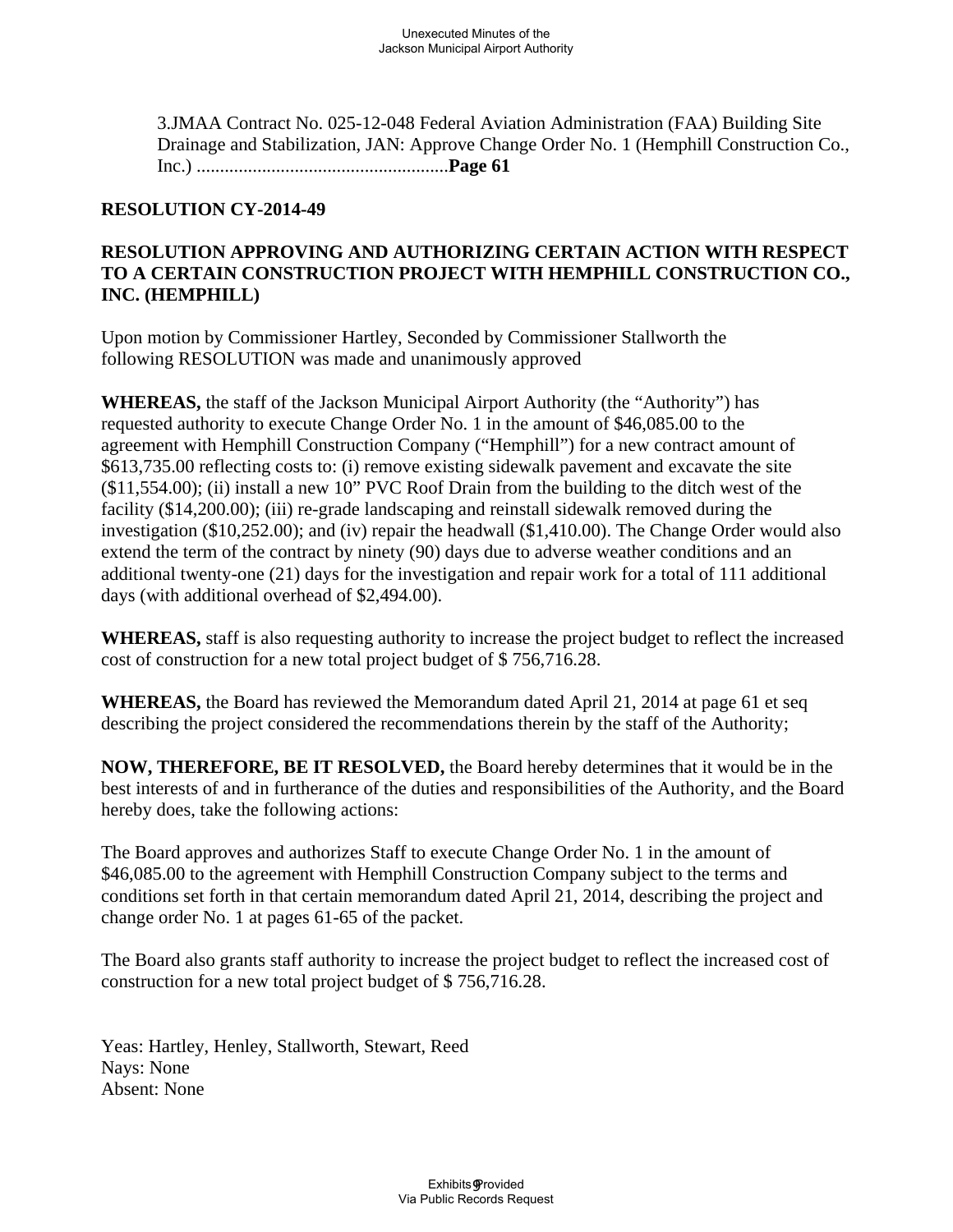3.JMAA Contract No. 025-12-048 Federal Aviation Administration (FAA) Building Site Drainage and Stabilization, JAN: Approve Change Order No. 1 (Hemphill Construction Co., Inc.) ......................................................**Page 61**

**RESOLUTION CY-2014-49**

**RESOLUTION APPROVING AND AUTHORIZING CERTAIN ACTION WITH RESPECT TO A CERTAIN CONSTRUCTION PROJECT WITH HEMPHILL CONSTRUCTION CO., INC. (HEMPHILL)**

Upon motion by Commissioner Hartley, Seconded by Commissioner Stallworth the following RESOLUTION was made and unanimously approved

**WHEREAS,** the staff of the Jackson Municipal Airport Authority (the "Authority") has requested authority to execute Change Order No. 1 in the amount of $46,085.00 to the agreement with Hemphill Construction Company ("Hemphill") for a new contract amount of $613,735.00 reflecting costs to: (i) remove existing sidewalk pavement and excavate the site ($11,554.00); (ii) install a new 10" PVC Roof Drain from the building to the ditch west of the facility ($14,200.00); (iii) re-grade landscaping and reinstall sidewalk removed during the investigation ($10,252.00); and (iv) repair the headwall ($1,410.00). The Change Order would also extend the term of the contract by ninety (90) days due to adverse weather conditions and an additional twenty-one (21) days for the investigation and repair work for a total of 111 additional days (with additional overhead of $2,494.00).

**WHEREAS,** staff is also requesting authority to increase the project budget to reflect the increased cost of construction for a new total project budget of $ 756,716.28.

**WHEREAS,** the Board has reviewed the Memorandum dated April 21, 2014 at page 61 et seq describing the project considered the recommendations therein by the staff of the Authority;

**NOW, THEREFORE, BE IT RESOLVED,** the Board hereby determines that it would be in the best interests of and in furtherance of the duties and responsibilities of the Authority, and the Board hereby does, take the following actions:

The Board approves and authorizes Staff to execute Change Order No. 1 in the amount of $46,085.00 to the agreement with Hemphill Construction Company subject to the terms and conditions set forth in that certain memorandum dated April 21, 2014, describing the project and change order No. 1 at pages 61-65 of the packet.

The Board also grants staff authority to increase the project budget to reflect the increased cost of construction for a new total project budget of $ 756,716.28.

Yeas: Hartley, Henley, Stallworth, Stewart, Reed
Nays: None
Absent: None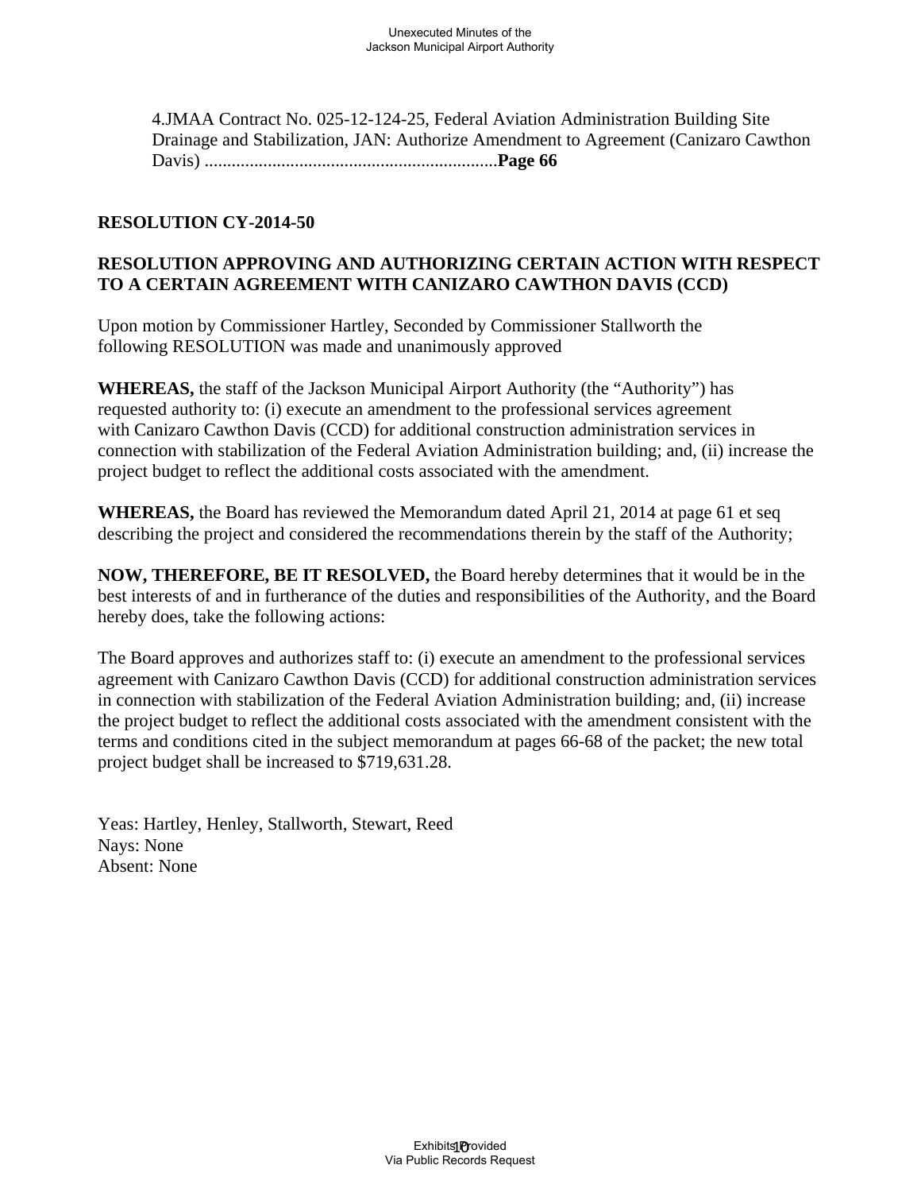4.JMAA Contract No. 025-12-124-25, Federal Aviation Administration Building Site Drainage and Stabilization, JAN: Authorize Amendment to Agreement (Canizaro Cawthon Davis) ................................................................**Page 66**

**RESOLUTION CY-2014-50**

**RESOLUTION APPROVING AND AUTHORIZING CERTAIN ACTION WITH RESPECT TO A CERTAIN AGREEMENT WITH CANIZARO CAWTHON DAVIS (CCD)**

Upon motion by Commissioner Hartley, Seconded by Commissioner Stallworth the following RESOLUTION was made and unanimously approved

**WHEREAS,** the staff of the Jackson Municipal Airport Authority (the "Authority") has requested authority to: (i) execute an amendment to the professional services agreement with Canizaro Cawthon Davis (CCD) for additional construction administration services in connection with stabilization of the Federal Aviation Administration building; and, (ii) increase the project budget to reflect the additional costs associated with the amendment.

**WHEREAS,** the Board has reviewed the Memorandum dated April 21, 2014 at page 61 et seq describing the project and considered the recommendations therein by the staff of the Authority;

**NOW, THEREFORE, BE IT RESOLVED,** the Board hereby determines that it would be in the best interests of and in furtherance of the duties and responsibilities of the Authority, and the Board hereby does, take the following actions:

The Board approves and authorizes staff to: (i) execute an amendment to the professional services agreement with Canizaro Cawthon Davis (CCD) for additional construction administration services in connection with stabilization of the Federal Aviation Administration building; and, (ii) increase the project budget to reflect the additional costs associated with the amendment consistent with the terms and conditions cited in the subject memorandum at pages 66-68 of the packet; the new total project budget shall be increased to $719,631.28.

Yeas: Hartley, Henley, Stallworth, Stewart, Reed
Nays: None
Absent: None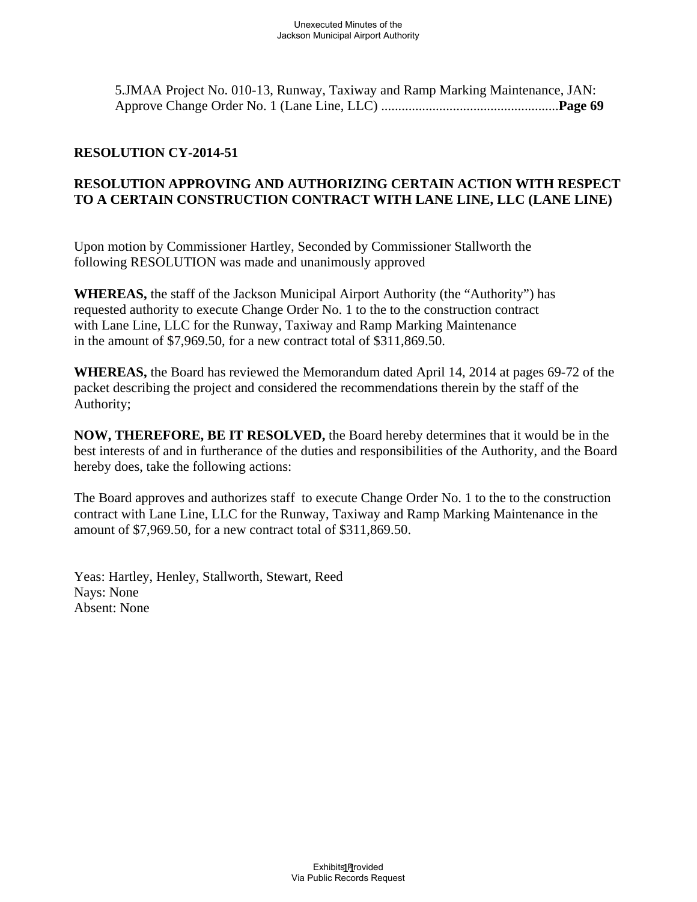5.JMAA Project No. 010-13, Runway, Taxiway and Ramp Marking Maintenance, JAN: Approve Change Order No. 1 (Lane Line, LLC) ....................................................**Page 69**

**RESOLUTION CY-2014-51**

**RESOLUTION APPROVING AND AUTHORIZING CERTAIN ACTION WITH RESPECT TO A CERTAIN CONSTRUCTION CONTRACT WITH LANE LINE, LLC (LANE LINE)**

Upon motion by Commissioner Hartley, Seconded by Commissioner Stallworth the following RESOLUTION was made and unanimously approved

**WHEREAS,** the staff of the Jackson Municipal Airport Authority (the "Authority") has requested authority to execute Change Order No. 1 to the to the construction contract with Lane Line, LLC for the Runway, Taxiway and Ramp Marking Maintenance in the amount of $7,969.50, for a new contract total of $311,869.50.

**WHEREAS,** the Board has reviewed the Memorandum dated April 14, 2014 at pages 69-72 of the packet describing the project and considered the recommendations therein by the staff of the Authority;

**NOW, THEREFORE, BE IT RESOLVED,** the Board hereby determines that it would be in the best interests of and in furtherance of the duties and responsibilities of the Authority, and the Board hereby does, take the following actions:

The Board approves and authorizes staff to execute Change Order No. 1 to the to the construction contract with Lane Line, LLC for the Runway, Taxiway and Ramp Marking Maintenance in the amount of $7,969.50, for a new contract total of $311,869.50.

Yeas: Hartley, Henley, Stallworth, Stewart, Reed
Nays: None
Absent: None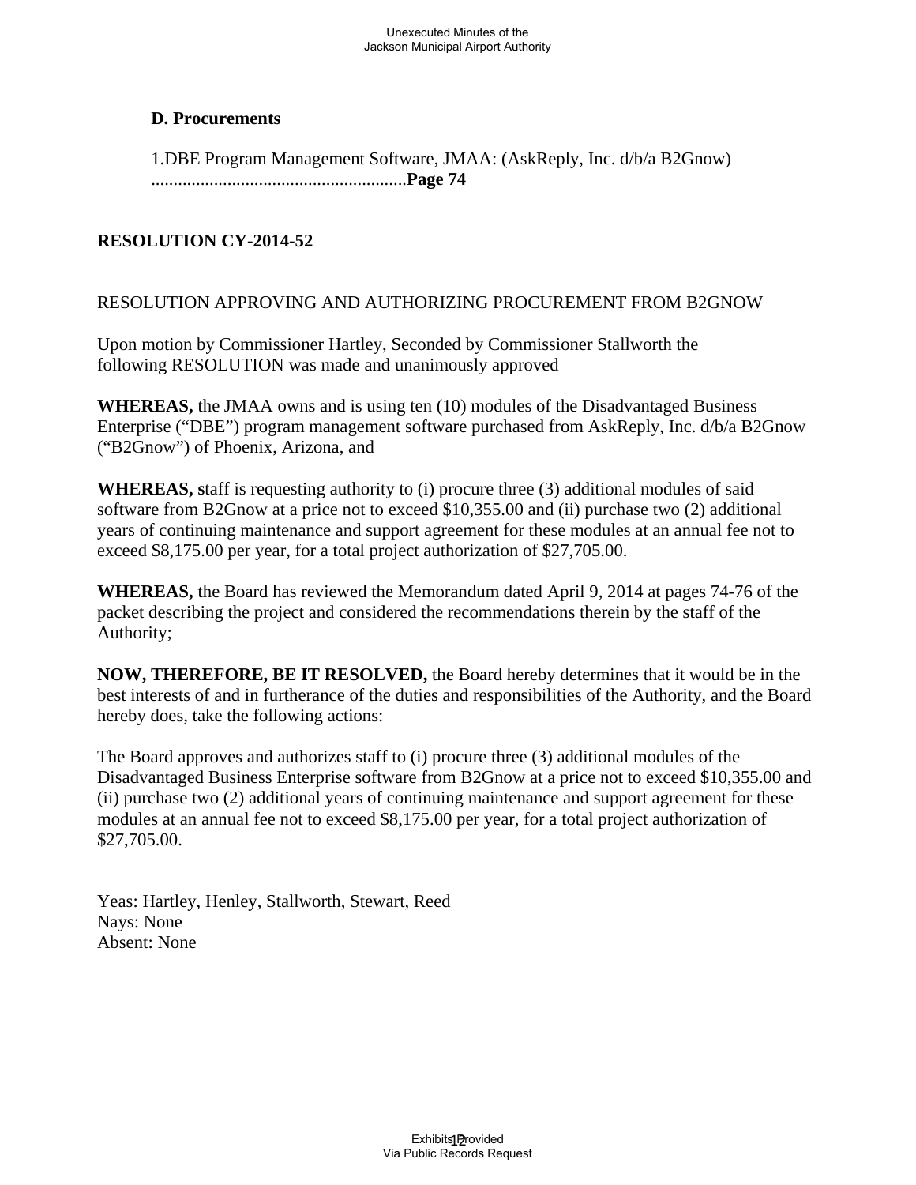**D. Procurements**

1.DBE Program Management Software, JMAA: (AskReply, Inc. d/b/a B2Gnow) .........................................................**Page 74**

**RESOLUTION CY-2014-52**

RESOLUTION APPROVING AND AUTHORIZING PROCUREMENT FROM B2GNOW

Upon motion by Commissioner Hartley, Seconded by Commissioner Stallworth the following RESOLUTION was made and unanimously approved

**WHEREAS,** the JMAA owns and is using ten (10) modules of the Disadvantaged Business Enterprise ("DBE") program management software purchased from AskReply, Inc. d/b/a B2Gnow ("B2Gnow") of Phoenix, Arizona, and

**WHEREAS, s**taff is requesting authority to (i) procure three (3) additional modules of said software from B2Gnow at a price not to exceed $10,355.00 and (ii) purchase two (2) additional years of continuing maintenance and support agreement for these modules at an annual fee not to exceed $8,175.00 per year, for a total project authorization of $27,705.00.

**WHEREAS,** the Board has reviewed the Memorandum dated April 9, 2014 at pages 74-76 of the packet describing the project and considered the recommendations therein by the staff of the Authority;

**NOW, THEREFORE, BE IT RESOLVED,** the Board hereby determines that it would be in the best interests of and in furtherance of the duties and responsibilities of the Authority, and the Board hereby does, take the following actions:

The Board approves and authorizes staff to (i) procure three (3) additional modules of the Disadvantaged Business Enterprise software from B2Gnow at a price not to exceed $10,355.00 and (ii) purchase two (2) additional years of continuing maintenance and support agreement for these modules at an annual fee not to exceed $8,175.00 per year, for a total project authorization of $27,705.00.

Yeas: Hartley, Henley, Stallworth, Stewart, Reed
Nays: None
Absent: None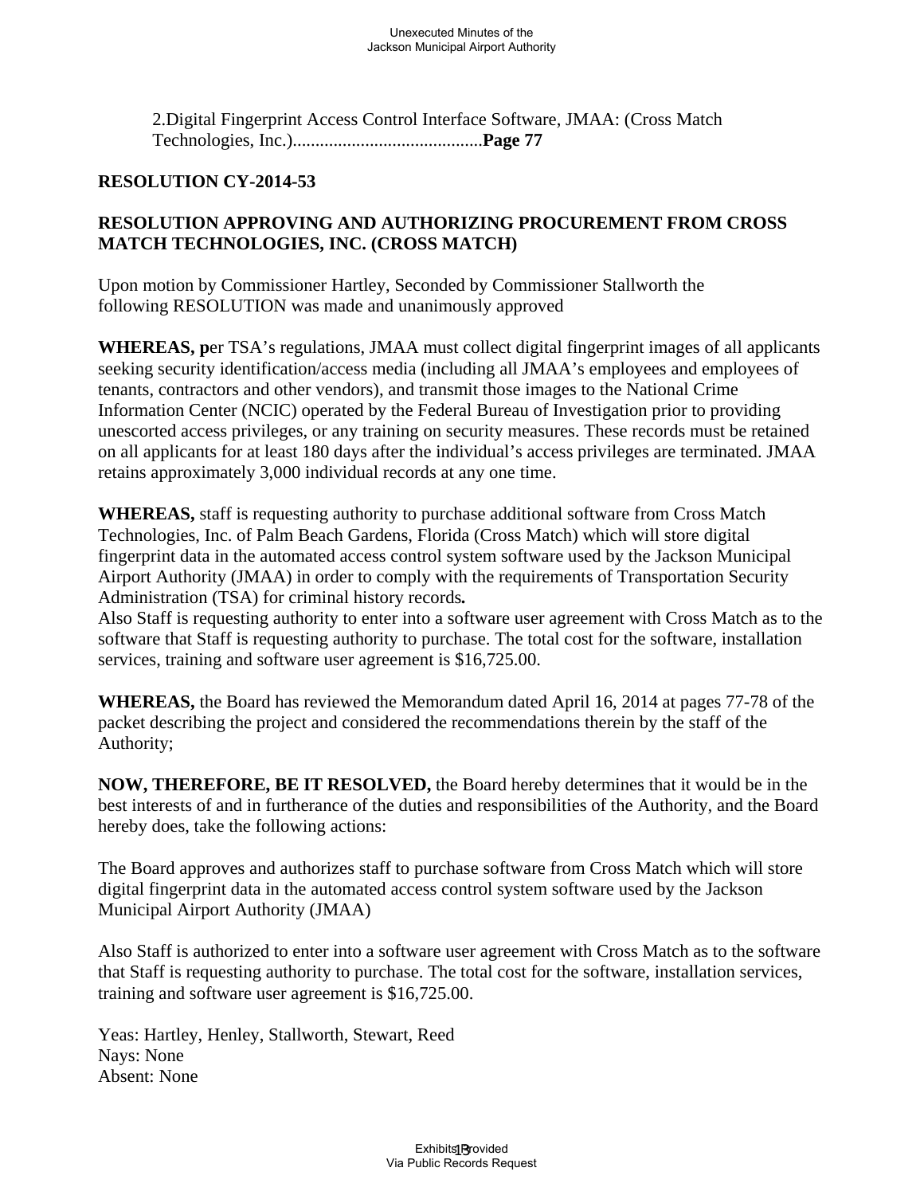2.Digital Fingerprint Access Control Interface Software, JMAA: (Cross Match Technologies, Inc.)..........................................**Page 77**

**RESOLUTION CY-2014-53**

**RESOLUTION APPROVING AND AUTHORIZING PROCUREMENT FROM CROSS MATCH TECHNOLOGIES, INC. (CROSS MATCH)**

Upon motion by Commissioner Hartley, Seconded by Commissioner Stallworth the following RESOLUTION was made and unanimously approved

**WHEREAS, p**er TSA's regulations, JMAA must collect digital fingerprint images of all applicants seeking security identification/access media (including all JMAA's employees and employees of tenants, contractors and other vendors), and transmit those images to the National Crime Information Center (NCIC) operated by the Federal Bureau of Investigation prior to providing unescorted access privileges, or any training on security measures. These records must be retained on all applicants for at least 180 days after the individual's access privileges are terminated. JMAA retains approximately 3,000 individual records at any one time.

**WHEREAS,** staff is requesting authority to purchase additional software from Cross Match Technologies, Inc. of Palm Beach Gardens, Florida (Cross Match) which will store digital fingerprint data in the automated access control system software used by the Jackson Municipal Airport Authority (JMAA) in order to comply with the requirements of Transportation Security Administration (TSA) for criminal history records**.**
Also Staff is requesting authority to enter into a software user agreement with Cross Match as to the software that Staff is requesting authority to purchase. The total cost for the software, installation services, training and software user agreement is $16,725.00.

**WHEREAS,** the Board has reviewed the Memorandum dated April 16, 2014 at pages 77-78 of the packet describing the project and considered the recommendations therein by the staff of the Authority;

**NOW, THEREFORE, BE IT RESOLVED,** the Board hereby determines that it would be in the best interests of and in furtherance of the duties and responsibilities of the Authority, and the Board hereby does, take the following actions:

The Board approves and authorizes staff to purchase software from Cross Match which will store digital fingerprint data in the automated access control system software used by the Jackson Municipal Airport Authority (JMAA)

Also Staff is authorized to enter into a software user agreement with Cross Match as to the software that Staff is requesting authority to purchase. The total cost for the software, installation services, training and software user agreement is $16,725.00.

Yeas: Hartley, Henley, Stallworth, Stewart, Reed
Nays: None
Absent: None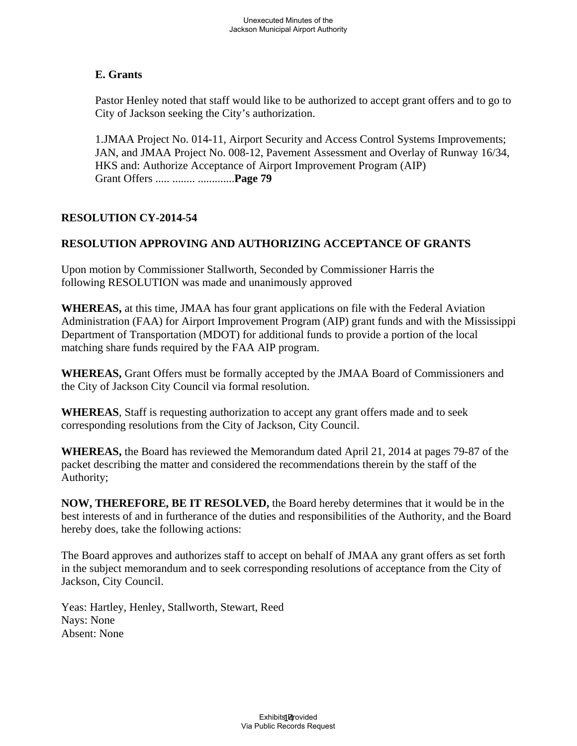### E. Grants

Pastor Henley noted that staff would like to be authorized to accept grant offers and to go to City of Jackson seeking the City's authorization.

1.JMAA Project No. 014-11, Airport Security and Access Control Systems Improvements; JAN, and JMAA Project No. 008-12, Pavement Assessment and Overlay of Runway 16/34, HKS and: Authorize Acceptance of Airport Improvement Program (AIP) Grant Offers ..... ........ .............**Page 79**

**RESOLUTION CY-2014-54**

**RESOLUTION APPROVING AND AUTHORIZING ACCEPTANCE OF GRANTS**

Upon motion by Commissioner Stallworth, Seconded by Commissioner Harris the following RESOLUTION was made and unanimously approved

**WHEREAS,** at this time, JMAA has four grant applications on file with the Federal Aviation Administration (FAA) for Airport Improvement Program (AIP) grant funds and with the Mississippi Department of Transportation (MDOT) for additional funds to provide a portion of the local matching share funds required by the FAA AIP program.

**WHEREAS,** Grant Offers must be formally accepted by the JMAA Board of Commissioners and the City of Jackson City Council via formal resolution.

**WHEREAS**, Staff is requesting authorization to accept any grant offers made and to seek corresponding resolutions from the City of Jackson, City Council.

**WHEREAS,** the Board has reviewed the Memorandum dated April 21, 2014 at pages 79-87 of the packet describing the matter and considered the recommendations therein by the staff of the Authority;

**NOW, THEREFORE, BE IT RESOLVED,** the Board hereby determines that it would be in the best interests of and in furtherance of the duties and responsibilities of the Authority, and the Board hereby does, take the following actions:

The Board approves and authorizes staff to accept on behalf of JMAA any grant offers as set forth in the subject memorandum and to seek corresponding resolutions of acceptance from the City of Jackson, City Council.

Yeas: Hartley, Henley, Stallworth, Stewart, Reed
Nays: None
Absent: None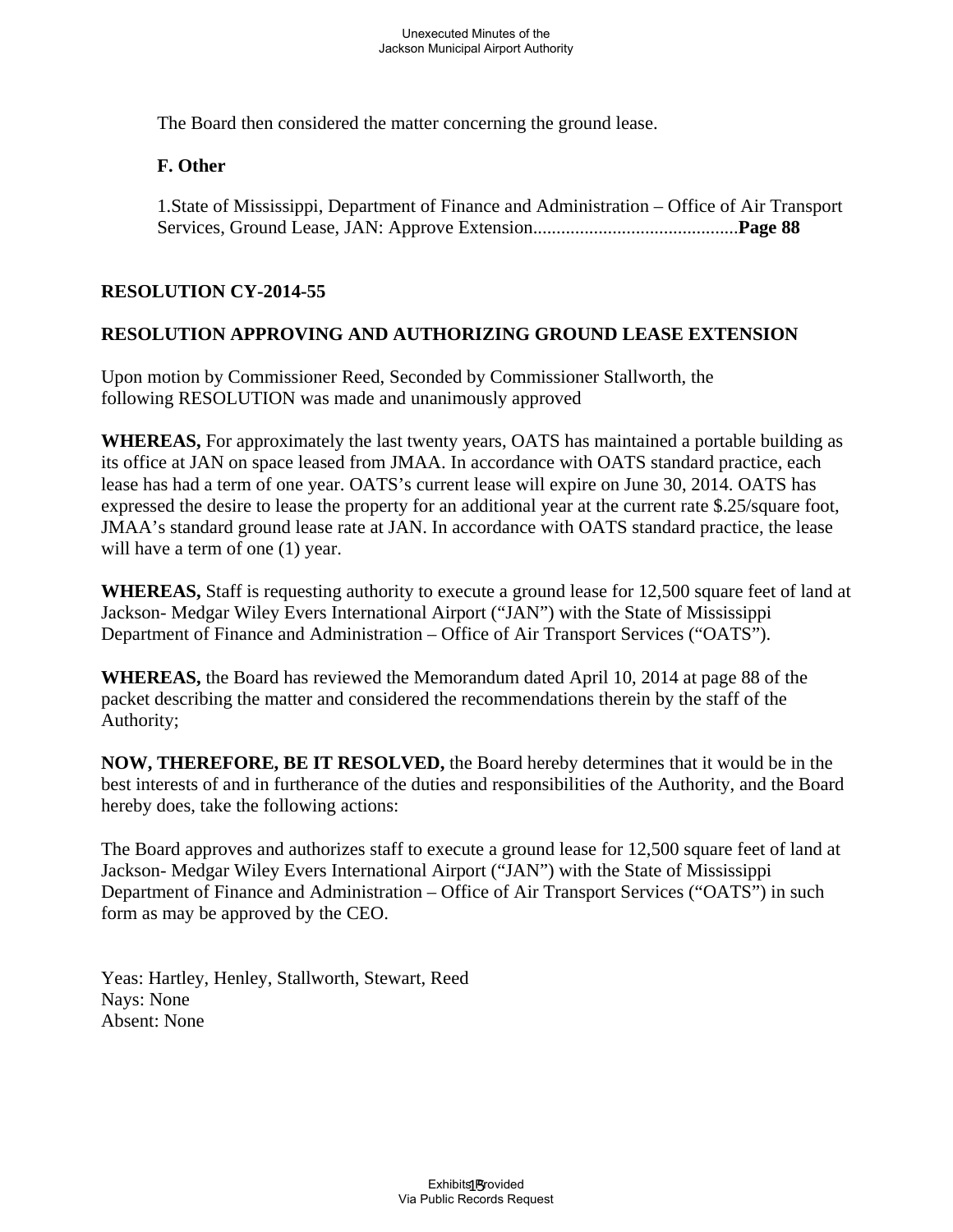The Board then considered the matter concerning the ground lease.

**F. Other**

1.State of Mississippi, Department of Finance and Administration – Office of Air Transport Services, Ground Lease, JAN: Approve Extension............................................**Page 88**

**RESOLUTION CY-2014-55**

**RESOLUTION APPROVING AND AUTHORIZING GROUND LEASE EXTENSION**

Upon motion by Commissioner Reed, Seconded by Commissioner Stallworth, the following RESOLUTION was made and unanimously approved

**WHEREAS,** For approximately the last twenty years, OATS has maintained a portable building as its office at JAN on space leased from JMAA. In accordance with OATS standard practice, each lease has had a term of one year. OATS's current lease will expire on June 30, 2014. OATS has expressed the desire to lease the property for an additional year at the current rate $.25/square foot, JMAA's standard ground lease rate at JAN. In accordance with OATS standard practice, the lease will have a term of one (1) year.

**WHEREAS,** Staff is requesting authority to execute a ground lease for 12,500 square feet of land at Jackson- Medgar Wiley Evers International Airport ("JAN") with the State of Mississippi Department of Finance and Administration – Office of Air Transport Services ("OATS").

**WHEREAS,** the Board has reviewed the Memorandum dated April 10, 2014 at page 88 of the packet describing the matter and considered the recommendations therein by the staff of the Authority;

**NOW, THEREFORE, BE IT RESOLVED,** the Board hereby determines that it would be in the best interests of and in furtherance of the duties and responsibilities of the Authority, and the Board hereby does, take the following actions:

The Board approves and authorizes staff to execute a ground lease for 12,500 square feet of land at Jackson- Medgar Wiley Evers International Airport ("JAN") with the State of Mississippi Department of Finance and Administration – Office of Air Transport Services ("OATS") in such form as may be approved by the CEO.

Yeas: Hartley, Henley, Stallworth, Stewart, Reed
Nays: None
Absent: None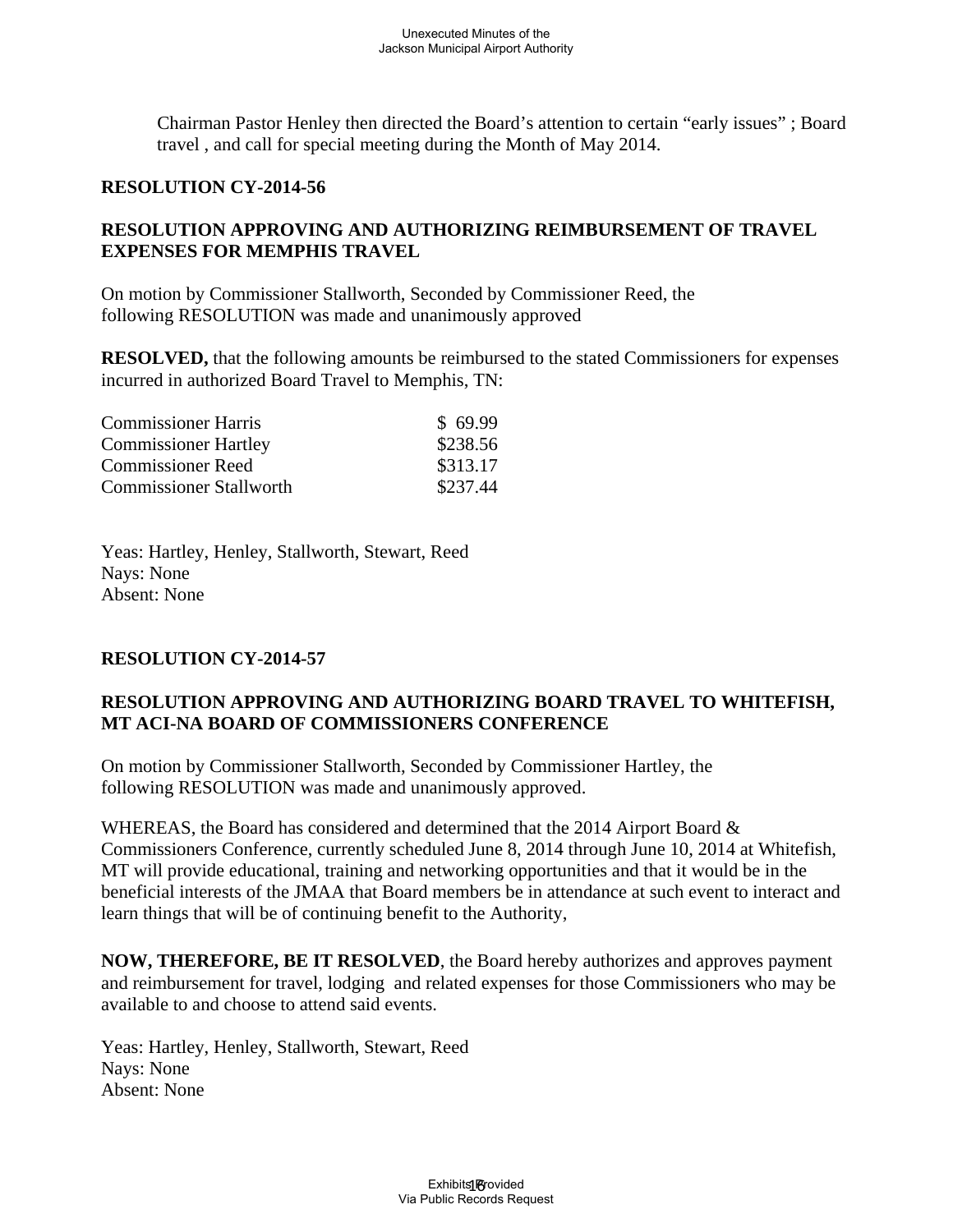Chairman Pastor Henley then directed the Board's attention to certain "early issues" ; Board travel , and call for special meeting during the Month of May 2014.

**RESOLUTION CY-2014-56**

**RESOLUTION APPROVING AND AUTHORIZING REIMBURSEMENT OF TRAVEL EXPENSES FOR MEMPHIS TRAVEL**

On motion by Commissioner Stallworth, Seconded by Commissioner Reed, the following RESOLUTION was made and unanimously approved

**RESOLVED,** that the following amounts be reimbursed to the stated Commissioners for expenses incurred in authorized Board Travel to Memphis, TN:

| | |
|---|---|
| Commissioner Harris | $ 69.99 |
| Commissioner Hartley | $238.56 |
| Commissioner Reed | $313.17 |
| Commissioner Stallworth | $237.44 |

Yeas: Hartley, Henley, Stallworth, Stewart, Reed
Nays: None
Absent: None

**RESOLUTION CY-2014-57**

**RESOLUTION APPROVING AND AUTHORIZING BOARD TRAVEL TO WHITEFISH, MT ACI-NA BOARD OF COMMISSIONERS CONFERENCE**

On motion by Commissioner Stallworth, Seconded by Commissioner Hartley, the following RESOLUTION was made and unanimously approved.

WHEREAS, the Board has considered and determined that the 2014 Airport Board & Commissioners Conference, currently scheduled June 8, 2014 through June 10, 2014 at Whitefish, MT will provide educational, training and networking opportunities and that it would be in the beneficial interests of the JMAA that Board members be in attendance at such event to interact and learn things that will be of continuing benefit to the Authority,

**NOW, THEREFORE, BE IT RESOLVED**, the Board hereby authorizes and approves payment and reimbursement for travel, lodging and related expenses for those Commissioners who may be available to and choose to attend said events.

Yeas: Hartley, Henley, Stallworth, Stewart, Reed
Nays: None
Absent: None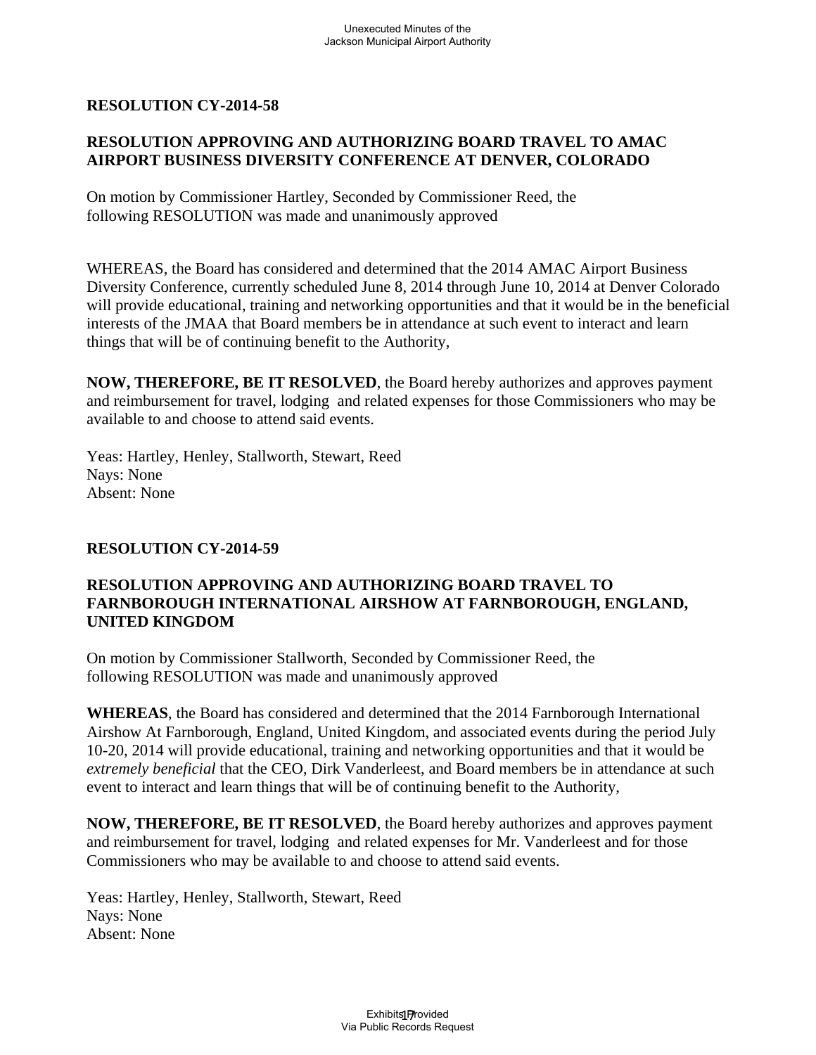**RESOLUTION CY-2014-58**

**RESOLUTION APPROVING AND AUTHORIZING BOARD TRAVEL TO AMAC AIRPORT BUSINESS DIVERSITY CONFERENCE AT DENVER, COLORADO**

On motion by Commissioner Hartley, Seconded by Commissioner Reed, the following RESOLUTION was made and unanimously approved

WHEREAS, the Board has considered and determined that the 2014 AMAC Airport Business Diversity Conference, currently scheduled June 8, 2014 through June 10, 2014 at Denver Colorado will provide educational, training and networking opportunities and that it would be in the beneficial interests of the JMAA that Board members be in attendance at such event to interact and learn things that will be of continuing benefit to the Authority,

**NOW, THEREFORE, BE IT RESOLVED**, the Board hereby authorizes and approves payment and reimbursement for travel, lodging and related expenses for those Commissioners who may be available to and choose to attend said events.

Yeas: Hartley, Henley, Stallworth, Stewart, Reed
Nays: None
Absent: None

**RESOLUTION CY-2014-59**

**RESOLUTION APPROVING AND AUTHORIZING BOARD TRAVEL TO FARNBOROUGH INTERNATIONAL AIRSHOW AT FARNBOROUGH, ENGLAND, UNITED KINGDOM**

On motion by Commissioner Stallworth, Seconded by Commissioner Reed, the following RESOLUTION was made and unanimously approved

**WHEREAS**, the Board has considered and determined that the 2014 Farnborough International Airshow At Farnborough, England, United Kingdom, and associated events during the period July 10-20, 2014 will provide educational, training and networking opportunities and that it would be *extremely beneficial* that the CEO, Dirk Vanderleest, and Board members be in attendance at such event to interact and learn things that will be of continuing benefit to the Authority,

**NOW, THEREFORE, BE IT RESOLVED**, the Board hereby authorizes and approves payment and reimbursement for travel, lodging and related expenses for Mr. Vanderleest and for those Commissioners who may be available to and choose to attend said events.

Yeas: Hartley, Henley, Stallworth, Stewart, Reed
Nays: None
Absent: None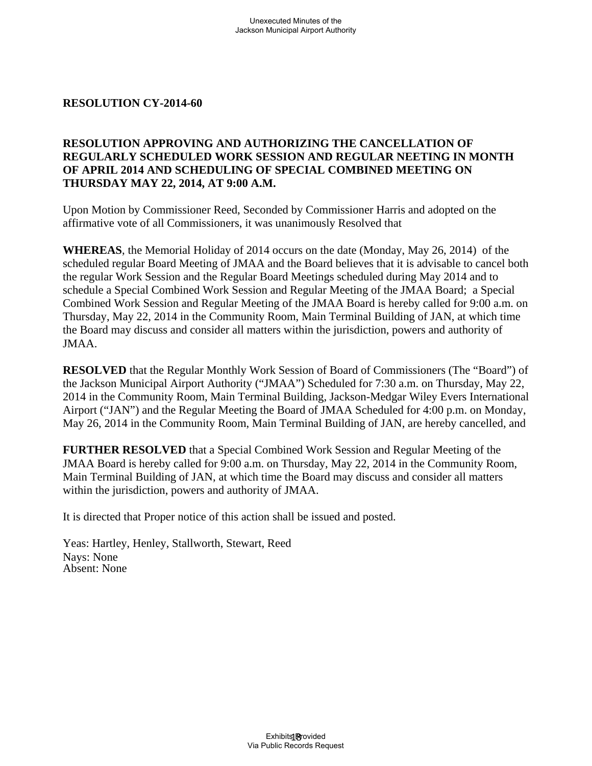**RESOLUTION CY-2014-60**

**RESOLUTION APPROVING AND AUTHORIZING THE CANCELLATION OF REGULARLY SCHEDULED WORK SESSION AND REGULAR NEETING IN MONTH OF APRIL 2014 AND SCHEDULING OF SPECIAL COMBINED MEETING ON THURSDAY MAY 22, 2014, AT 9:00 A.M.**

Upon Motion by Commissioner Reed, Seconded by Commissioner Harris and adopted on the affirmative vote of all Commissioners, it was unanimously Resolved that

**WHEREAS**, the Memorial Holiday of 2014 occurs on the date (Monday, May 26, 2014) of the scheduled regular Board Meeting of JMAA and the Board believes that it is advisable to cancel both the regular Work Session and the Regular Board Meetings scheduled during May 2014 and to schedule a Special Combined Work Session and Regular Meeting of the JMAA Board; a Special Combined Work Session and Regular Meeting of the JMAA Board is hereby called for 9:00 a.m. on Thursday, May 22, 2014 in the Community Room, Main Terminal Building of JAN, at which time the Board may discuss and consider all matters within the jurisdiction, powers and authority of JMAA.

**RESOLVED** that the Regular Monthly Work Session of Board of Commissioners (The "Board") of the Jackson Municipal Airport Authority ("JMAA") Scheduled for 7:30 a.m. on Thursday, May 22, 2014 in the Community Room, Main Terminal Building, Jackson-Medgar Wiley Evers International Airport ("JAN") and the Regular Meeting the Board of JMAA Scheduled for 4:00 p.m. on Monday, May 26, 2014 in the Community Room, Main Terminal Building of JAN, are hereby cancelled, and

**FURTHER RESOLVED** that a Special Combined Work Session and Regular Meeting of the JMAA Board is hereby called for 9:00 a.m. on Thursday, May 22, 2014 in the Community Room, Main Terminal Building of JAN, at which time the Board may discuss and consider all matters within the jurisdiction, powers and authority of JMAA.

It is directed that Proper notice of this action shall be issued and posted.

Yeas: Hartley, Henley, Stallworth, Stewart, Reed
Nays: None
Absent: None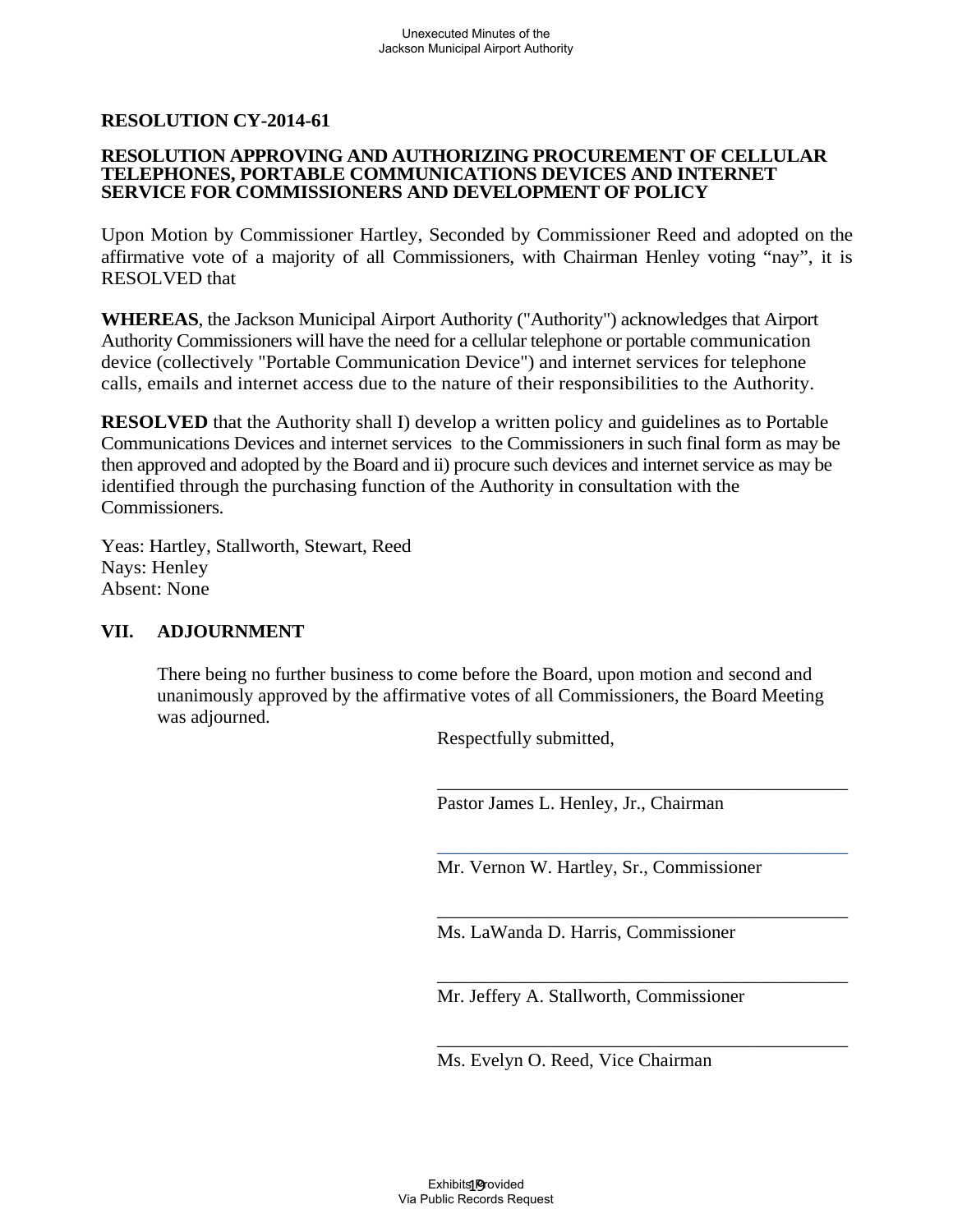**RESOLUTION CY-2014-61**

**RESOLUTION APPROVING AND AUTHORIZING PROCUREMENT OF CELLULAR TELEPHONES, PORTABLE COMMUNICATIONS DEVICES AND INTERNET SERVICE FOR COMMISSIONERS AND DEVELOPMENT OF POLICY**

Upon Motion by Commissioner Hartley, Seconded by Commissioner Reed and adopted on the affirmative vote of a majority of all Commissioners, with Chairman Henley voting "nay", it is RESOLVED that

**WHEREAS**, the Jackson Municipal Airport Authority ("Authority") acknowledges that Airport Authority Commissioners will have the need for a cellular telephone or portable communication device (collectively "Portable Communication Device") and internet services for telephone calls, emails and internet access due to the nature of their responsibilities to the Authority.

**RESOLVED** that the Authority shall I) develop a written policy and guidelines as to Portable Communications Devices and internet services to the Commissioners in such final form as may be then approved and adopted by the Board and ii) procure such devices and internet service as may be identified through the purchasing function of the Authority in consultation with the Commissioners.

Yeas: Hartley, Stallworth, Stewart, Reed
Nays: Henley
Absent: None

## VII. ADJOURNMENT

There being no further business to come before the Board, upon motion and second and unanimously approved by the affirmative votes of all Commissioners, the Board Meeting was adjourned.

Respectfully submitted,

\_\_\_\_\_\_\_\_\_\_\_\_\_\_\_\_\_\_\_\_\_\_\_\_\_\_\_\_\_\_\_\_\_\_\_\_\_\_\_\_
Pastor James L. Henley, Jr., Chairman

\_\_\_\_\_\_\_\_\_\_\_\_\_\_\_\_\_\_\_\_\_\_\_\_\_\_\_\_\_\_\_\_\_\_\_\_\_\_\_\_
Mr. Vernon W. Hartley, Sr., Commissioner

\_\_\_\_\_\_\_\_\_\_\_\_\_\_\_\_\_\_\_\_\_\_\_\_\_\_\_\_\_\_\_\_\_\_\_\_\_\_\_\_
Ms. LaWanda D. Harris, Commissioner

\_\_\_\_\_\_\_\_\_\_\_\_\_\_\_\_\_\_\_\_\_\_\_\_\_\_\_\_\_\_\_\_\_\_\_\_\_\_\_\_
Mr. Jeffery A. Stallworth, Commissioner

\_\_\_\_\_\_\_\_\_\_\_\_\_\_\_\_\_\_\_\_\_\_\_\_\_\_\_\_\_\_\_\_\_\_\_\_\_\_\_\_
Ms. Evelyn O. Reed, Vice Chairman